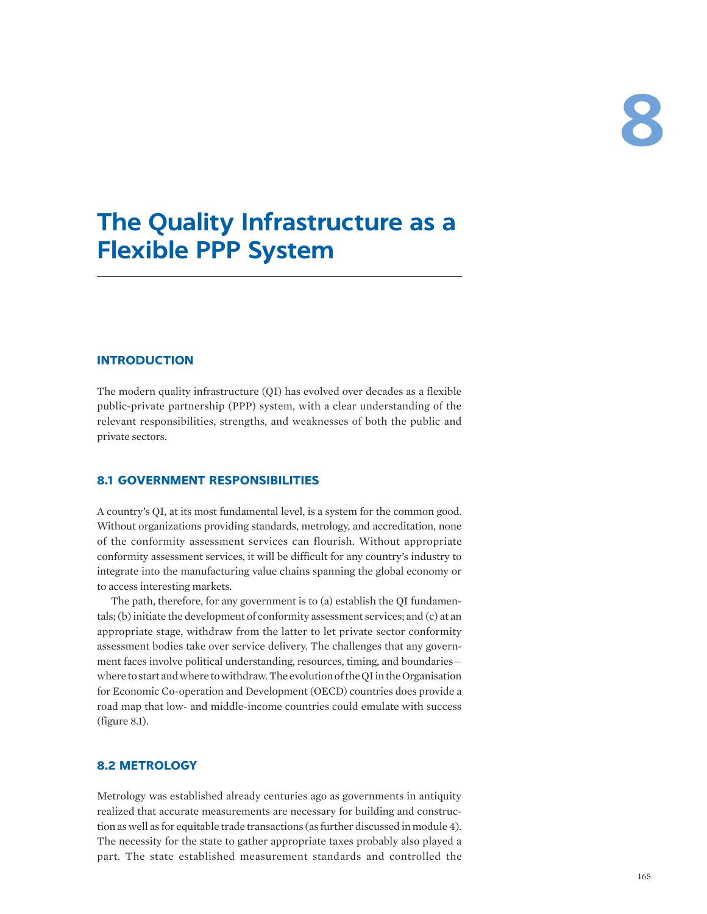# 8

# The Quality Infrastructure as a Flexible PPP System

## INTRODUCTION

The modern quality infrastructure (QI) has evolved over decades as a flexible public-private partnership (PPP) system, with a clear understanding of the relevant responsibilities, strengths, and weaknesses of both the public and private sectors.

## 8.1 GOVERNMENT RESPONSIBILITIES

A country's QI, at its most fundamental level, is a system for the common good. Without organizations providing standards, metrology, and accreditation, none of the conformity assessment services can flourish. Without appropriate conformity assessment services, it will be difficult for any country's industry to integrate into the manufacturing value chains spanning the global economy or to access interesting markets.

The path, therefore, for any government is to (a) establish the QI fundamentals; (b) initiate the development of conformity assessment services; and (c) at an appropriate stage, withdraw from the latter to let private sector conformity assessment bodies take over service delivery. The challenges that any government faces involve political understanding, resources, timing, and boundaries—where to start and where to withdraw. The evolution of the QI in the Organisation for Economic Co-operation and Development (OECD) countries does provide a road map that low- and middle-income countries could emulate with success (figure 8.1).

## 8.2 METROLOGY

Metrology was established already centuries ago as governments in antiquity realized that accurate measurements are necessary for building and construction as well as for equitable trade transactions (as further discussed in module 4). The necessity for the state to gather appropriate taxes probably also played a part. The state established measurement standards and controlled the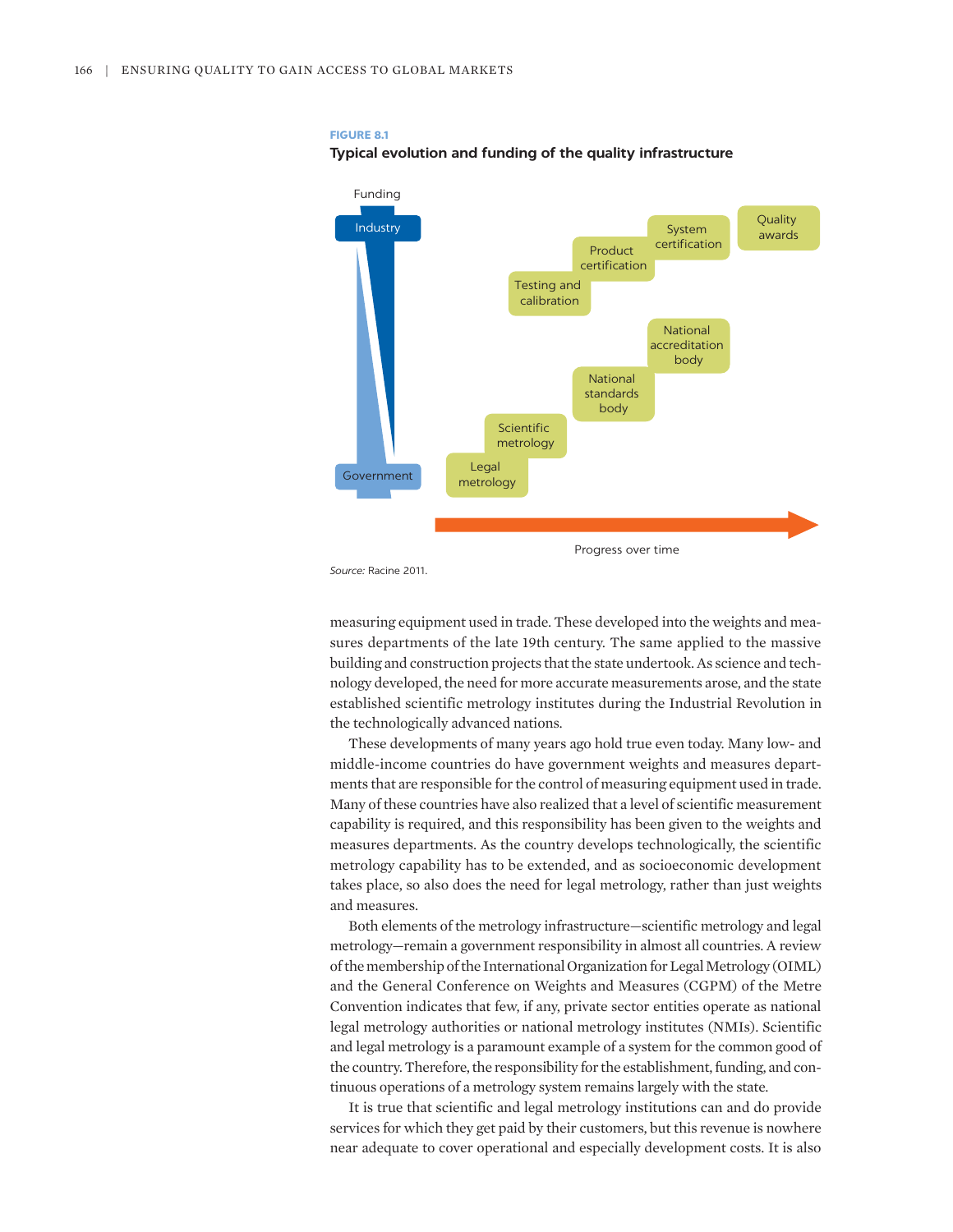**FIGURE 8.1**

**Typical evolution and funding of the quality infrastructure**

Funding

Industry

Government

Legal metrology

Scientific metrology

National standards body

National accreditation body

Testing and calibration

Product certification

System certification

Quality awards

Progress over time

*Source:* Racine 2011.

measuring equipment used in trade. These developed into the weights and measures departments of the late 19th century. The same applied to the massive building and construction projects that the state undertook. As science and technology developed, the need for more accurate measurements arose, and the state established scientific metrology institutes during the Industrial Revolution in the technologically advanced nations.

These developments of many years ago hold true even today. Many low- and middle-income countries do have government weights and measures departments that are responsible for the control of measuring equipment used in trade. Many of these countries have also realized that a level of scientific measurement capability is required, and this responsibility has been given to the weights and measures departments. As the country develops technologically, the scientific metrology capability has to be extended, and as socioeconomic development takes place, so also does the need for legal metrology, rather than just weights and measures.

Both elements of the metrology infrastructure—scientific metrology and legal metrology—remain a government responsibility in almost all countries. A review of the membership of the International Organization for Legal Metrology (OIML) and the General Conference on Weights and Measures (CGPM) of the Metre Convention indicates that few, if any, private sector entities operate as national legal metrology authorities or national metrology institutes (NMIs). Scientific and legal metrology is a paramount example of a system for the common good of the country. Therefore, the responsibility for the establishment, funding, and continuous operations of a metrology system remains largely with the state.

It is true that scientific and legal metrology institutions can and do provide services for which they get paid by their customers, but this revenue is nowhere near adequate to cover operational and especially development costs. It is also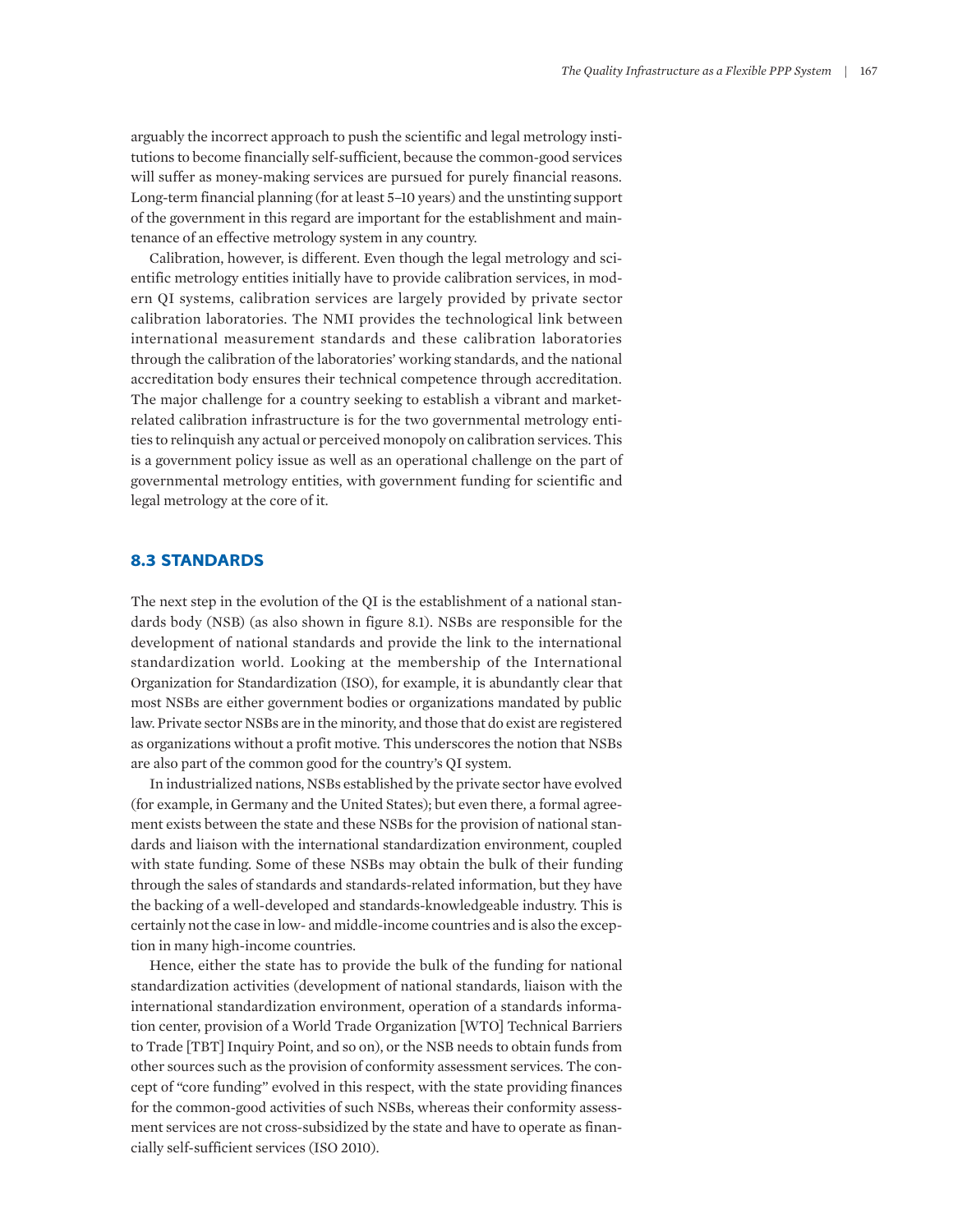arguably the incorrect approach to push the scientific and legal metrology institutions to become financially self-sufficient, because the common-good services will suffer as money-making services are pursued for purely financial reasons. Long-term financial planning (for at least 5–10 years) and the unstinting support of the government in this regard are important for the establishment and maintenance of an effective metrology system in any country.

Calibration, however, is different. Even though the legal metrology and scientific metrology entities initially have to provide calibration services, in modern QI systems, calibration services are largely provided by private sector calibration laboratories. The NMI provides the technological link between international measurement standards and these calibration laboratories through the calibration of the laboratories' working standards, and the national accreditation body ensures their technical competence through accreditation. The major challenge for a country seeking to establish a vibrant and market-related calibration infrastructure is for the two governmental metrology entities to relinquish any actual or perceived monopoly on calibration services. This is a government policy issue as well as an operational challenge on the part of governmental metrology entities, with government funding for scientific and legal metrology at the core of it.

## 8.3 STANDARDS

The next step in the evolution of the QI is the establishment of a national standards body (NSB) (as also shown in figure 8.1). NSBs are responsible for the development of national standards and provide the link to the international standardization world. Looking at the membership of the International Organization for Standardization (ISO), for example, it is abundantly clear that most NSBs are either government bodies or organizations mandated by public law. Private sector NSBs are in the minority, and those that do exist are registered as organizations without a profit motive. This underscores the notion that NSBs are also part of the common good for the country's QI system.

In industrialized nations, NSBs established by the private sector have evolved (for example, in Germany and the United States); but even there, a formal agreement exists between the state and these NSBs for the provision of national standards and liaison with the international standardization environment, coupled with state funding. Some of these NSBs may obtain the bulk of their funding through the sales of standards and standards-related information, but they have the backing of a well-developed and standards-knowledgeable industry. This is certainly not the case in low- and middle-income countries and is also the exception in many high-income countries.

Hence, either the state has to provide the bulk of the funding for national standardization activities (development of national standards, liaison with the international standardization environment, operation of a standards information center, provision of a World Trade Organization [WTO] Technical Barriers to Trade [TBT] Inquiry Point, and so on), or the NSB needs to obtain funds from other sources such as the provision of conformity assessment services. The concept of "core funding" evolved in this respect, with the state providing finances for the common-good activities of such NSBs, whereas their conformity assessment services are not cross-subsidized by the state and have to operate as financially self-sufficient services (ISO 2010).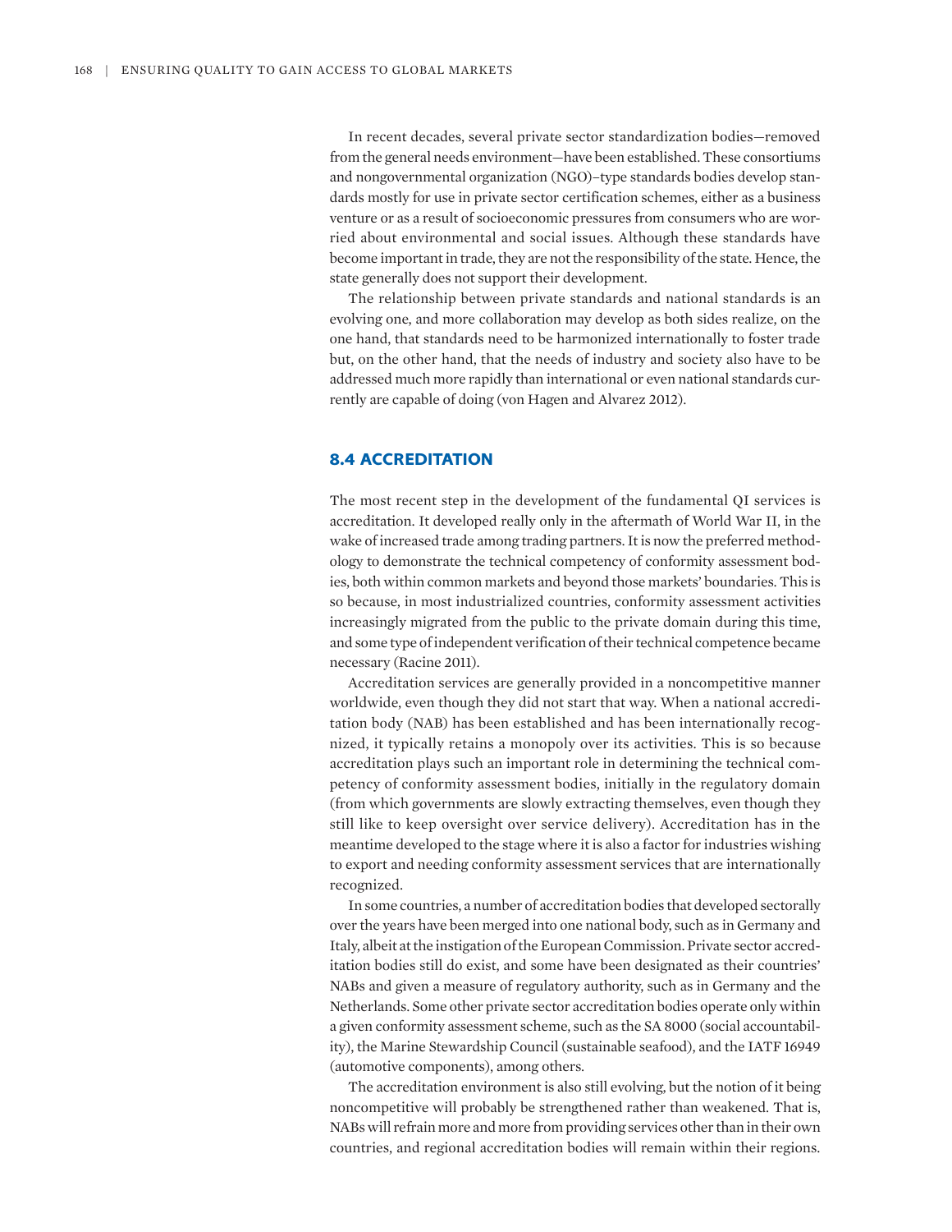In recent decades, several private sector standardization bodies—removed from the general needs environment—have been established. These consortiums and nongovernmental organization (NGO)–type standards bodies develop standards mostly for use in private sector certification schemes, either as a business venture or as a result of socioeconomic pressures from consumers who are worried about environmental and social issues. Although these standards have become important in trade, they are not the responsibility of the state. Hence, the state generally does not support their development.

The relationship between private standards and national standards is an evolving one, and more collaboration may develop as both sides realize, on the one hand, that standards need to be harmonized internationally to foster trade but, on the other hand, that the needs of industry and society also have to be addressed much more rapidly than international or even national standards currently are capable of doing (von Hagen and Alvarez 2012).

## 8.4 ACCREDITATION

The most recent step in the development of the fundamental QI services is accreditation. It developed really only in the aftermath of World War II, in the wake of increased trade among trading partners. It is now the preferred methodology to demonstrate the technical competency of conformity assessment bodies, both within common markets and beyond those markets' boundaries. This is so because, in most industrialized countries, conformity assessment activities increasingly migrated from the public to the private domain during this time, and some type of independent verification of their technical competence became necessary (Racine 2011).

Accreditation services are generally provided in a noncompetitive manner worldwide, even though they did not start that way. When a national accreditation body (NAB) has been established and has been internationally recognized, it typically retains a monopoly over its activities. This is so because accreditation plays such an important role in determining the technical competency of conformity assessment bodies, initially in the regulatory domain (from which governments are slowly extracting themselves, even though they still like to keep oversight over service delivery). Accreditation has in the meantime developed to the stage where it is also a factor for industries wishing to export and needing conformity assessment services that are internationally recognized.

In some countries, a number of accreditation bodies that developed sectorally over the years have been merged into one national body, such as in Germany and Italy, albeit at the instigation of the European Commission. Private sector accreditation bodies still do exist, and some have been designated as their countries' NABs and given a measure of regulatory authority, such as in Germany and the Netherlands. Some other private sector accreditation bodies operate only within a given conformity assessment scheme, such as the SA 8000 (social accountability), the Marine Stewardship Council (sustainable seafood), and the IATF 16949 (automotive components), among others.

The accreditation environment is also still evolving, but the notion of it being noncompetitive will probably be strengthened rather than weakened. That is, NABs will refrain more and more from providing services other than in their own countries, and regional accreditation bodies will remain within their regions.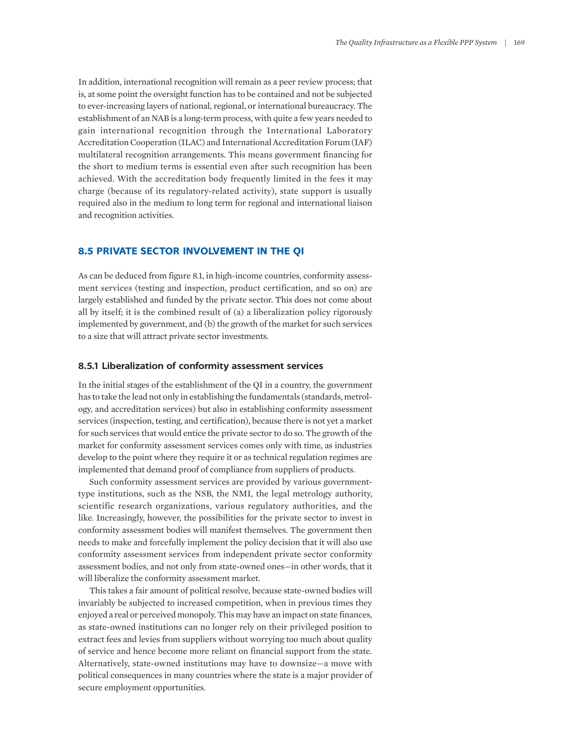In addition, international recognition will remain as a peer review process; that is, at some point the oversight function has to be contained and not be subjected to ever-increasing layers of national, regional, or international bureaucracy. The establishment of an NAB is a long-term process, with quite a few years needed to gain international recognition through the International Laboratory Accreditation Cooperation (ILAC) and International Accreditation Forum (IAF) multilateral recognition arrangements. This means government financing for the short to medium terms is essential even after such recognition has been achieved. With the accreditation body frequently limited in the fees it may charge (because of its regulatory-related activity), state support is usually required also in the medium to long term for regional and international liaison and recognition activities.

## 8.5 PRIVATE SECTOR INVOLVEMENT IN THE QI

As can be deduced from figure 8.1, in high-income countries, conformity assessment services (testing and inspection, product certification, and so on) are largely established and funded by the private sector. This does not come about all by itself; it is the combined result of (a) a liberalization policy rigorously implemented by government, and (b) the growth of the market for such services to a size that will attract private sector investments.

### 8.5.1 Liberalization of conformity assessment services

In the initial stages of the establishment of the QI in a country, the government has to take the lead not only in establishing the fundamentals (standards, metrology, and accreditation services) but also in establishing conformity assessment services (inspection, testing, and certification), because there is not yet a market for such services that would entice the private sector to do so. The growth of the market for conformity assessment services comes only with time, as industries develop to the point where they require it or as technical regulation regimes are implemented that demand proof of compliance from suppliers of products.

Such conformity assessment services are provided by various government-type institutions, such as the NSB, the NMI, the legal metrology authority, scientific research organizations, various regulatory authorities, and the like. Increasingly, however, the possibilities for the private sector to invest in conformity assessment bodies will manifest themselves. The government then needs to make and forcefully implement the policy decision that it will also use conformity assessment services from independent private sector conformity assessment bodies, and not only from state-owned ones—in other words, that it will liberalize the conformity assessment market.

This takes a fair amount of political resolve, because state-owned bodies will invariably be subjected to increased competition, when in previous times they enjoyed a real or perceived monopoly. This may have an impact on state finances, as state-owned institutions can no longer rely on their privileged position to extract fees and levies from suppliers without worrying too much about quality of service and hence become more reliant on financial support from the state. Alternatively, state-owned institutions may have to downsize—a move with political consequences in many countries where the state is a major provider of secure employment opportunities.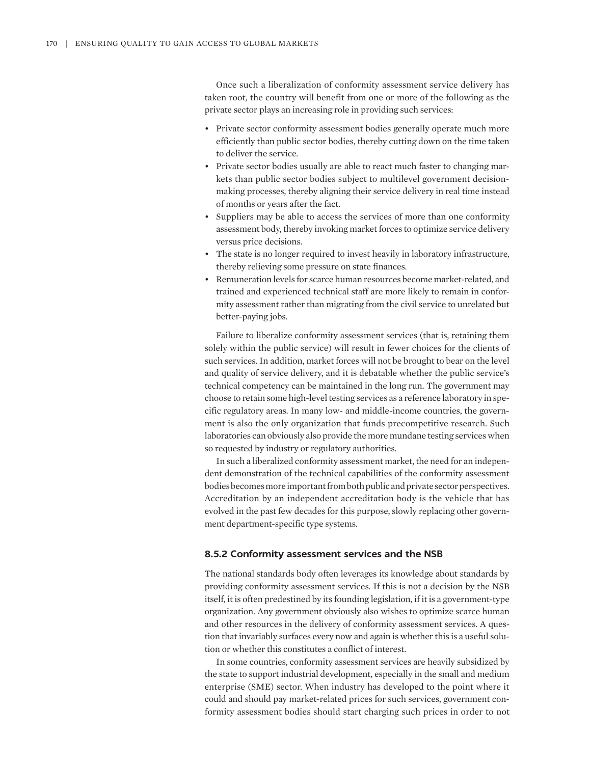Once such a liberalization of conformity assessment service delivery has taken root, the country will benefit from one or more of the following as the private sector plays an increasing role in providing such services:

- Private sector conformity assessment bodies generally operate much more efficiently than public sector bodies, thereby cutting down on the time taken to deliver the service.
- Private sector bodies usually are able to react much faster to changing markets than public sector bodies subject to multilevel government decision-making processes, thereby aligning their service delivery in real time instead of months or years after the fact.
- Suppliers may be able to access the services of more than one conformity assessment body, thereby invoking market forces to optimize service delivery versus price decisions.
- The state is no longer required to invest heavily in laboratory infrastructure, thereby relieving some pressure on state finances.
- Remuneration levels for scarce human resources become market-related, and trained and experienced technical staff are more likely to remain in conformity assessment rather than migrating from the civil service to unrelated but better-paying jobs.

Failure to liberalize conformity assessment services (that is, retaining them solely within the public service) will result in fewer choices for the clients of such services. In addition, market forces will not be brought to bear on the level and quality of service delivery, and it is debatable whether the public service's technical competency can be maintained in the long run. The government may choose to retain some high-level testing services as a reference laboratory in specific regulatory areas. In many low- and middle-income countries, the government is also the only organization that funds precompetitive research. Such laboratories can obviously also provide the more mundane testing services when so requested by industry or regulatory authorities.

In such a liberalized conformity assessment market, the need for an independent demonstration of the technical capabilities of the conformity assessment bodies becomes more important from both public and private sector perspectives. Accreditation by an independent accreditation body is the vehicle that has evolved in the past few decades for this purpose, slowly replacing other government department-specific type systems.

### 8.5.2 Conformity assessment services and the NSB

The national standards body often leverages its knowledge about standards by providing conformity assessment services. If this is not a decision by the NSB itself, it is often predestined by its founding legislation, if it is a government-type organization. Any government obviously also wishes to optimize scarce human and other resources in the delivery of conformity assessment services. A question that invariably surfaces every now and again is whether this is a useful solution or whether this constitutes a conflict of interest.

In some countries, conformity assessment services are heavily subsidized by the state to support industrial development, especially in the small and medium enterprise (SME) sector. When industry has developed to the point where it could and should pay market-related prices for such services, government conformity assessment bodies should start charging such prices in order to not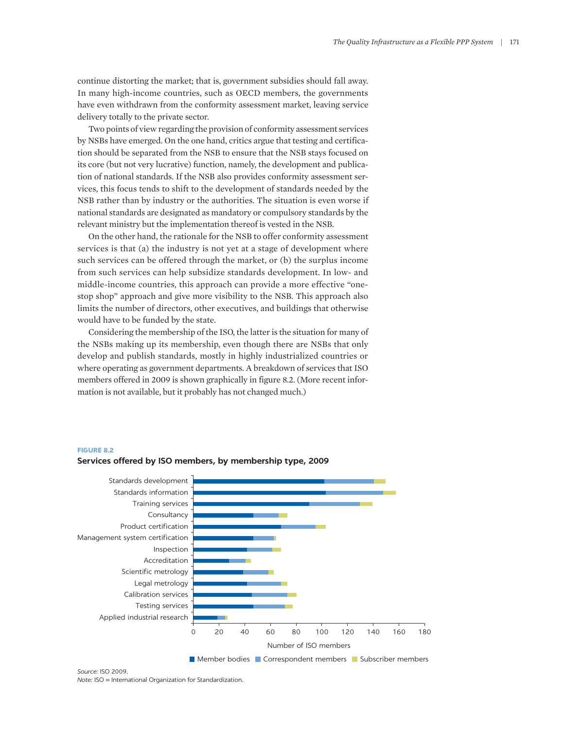continue distorting the market; that is, government subsidies should fall away. In many high-income countries, such as OECD members, the governments have even withdrawn from the conformity assessment market, leaving service delivery totally to the private sector.

Two points of view regarding the provision of conformity assessment services by NSBs have emerged. On the one hand, critics argue that testing and certification should be separated from the NSB to ensure that the NSB stays focused on its core (but not very lucrative) function, namely, the development and publication of national standards. If the NSB also provides conformity assessment services, this focus tends to shift to the development of standards needed by the NSB rather than by industry or the authorities. The situation is even worse if national standards are designated as mandatory or compulsory standards by the relevant ministry but the implementation thereof is vested in the NSB.

On the other hand, the rationale for the NSB to offer conformity assessment services is that (a) the industry is not yet at a stage of development where such services can be offered through the market, or (b) the surplus income from such services can help subsidize standards development. In low- and middle-income countries, this approach can provide a more effective "one-stop shop" approach and give more visibility to the NSB. This approach also limits the number of directors, other executives, and buildings that otherwise would have to be funded by the state.

Considering the membership of the ISO, the latter is the situation for many of the NSBs making up its membership, even though there are NSBs that only develop and publish standards, mostly in highly industrialized countries or where operating as government departments. A breakdown of services that ISO members offered in 2009 is shown graphically in figure 8.2. (More recent information is not available, but it probably has not changed much.)

**FIGURE 8.2**

**Services offered by ISO members, by membership type, 2009**

Horizontal stacked bar chart. X-axis: Number of ISO members (0–180). Legend: Member bodies, Correspondent members, Subscriber members. Categories: Standards development, Standards information, Training services, Consultancy, Product certification, Management system certification, Inspection, Accreditation, Scientific metrology, Legal metrology, Calibration services, Testing services, Applied industrial research.

*Source:* ISO 2009.
*Note:* ISO = International Organization for Standardization.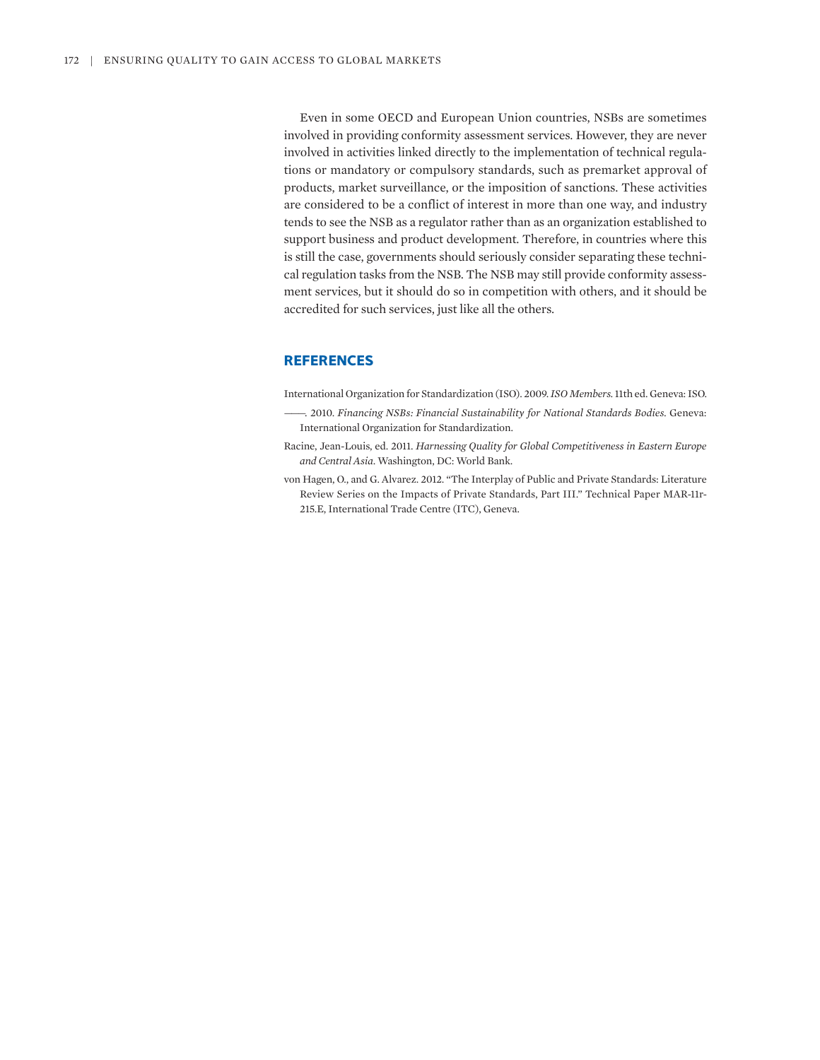Even in some OECD and European Union countries, NSBs are sometimes involved in providing conformity assessment services. However, they are never involved in activities linked directly to the implementation of technical regulations or mandatory or compulsory standards, such as premarket approval of products, market surveillance, or the imposition of sanctions. These activities are considered to be a conflict of interest in more than one way, and industry tends to see the NSB as a regulator rather than as an organization established to support business and product development. Therefore, in countries where this is still the case, governments should seriously consider separating these technical regulation tasks from the NSB. The NSB may still provide conformity assessment services, but it should do so in competition with others, and it should be accredited for such services, just like all the others.

## REFERENCES

International Organization for Standardization (ISO). 2009. *ISO Members*. 11th ed. Geneva: ISO.

———. 2010. *Financing NSBs: Financial Sustainability for National Standards Bodies.* Geneva: International Organization for Standardization.

Racine, Jean-Louis, ed. 2011. *Harnessing Quality for Global Competitiveness in Eastern Europe and Central Asia*. Washington, DC: World Bank.

von Hagen, O., and G. Alvarez. 2012. "The Interplay of Public and Private Standards: Literature Review Series on the Impacts of Private Standards, Part III." Technical Paper MAR-11r-215.E, International Trade Centre (ITC), Geneva.